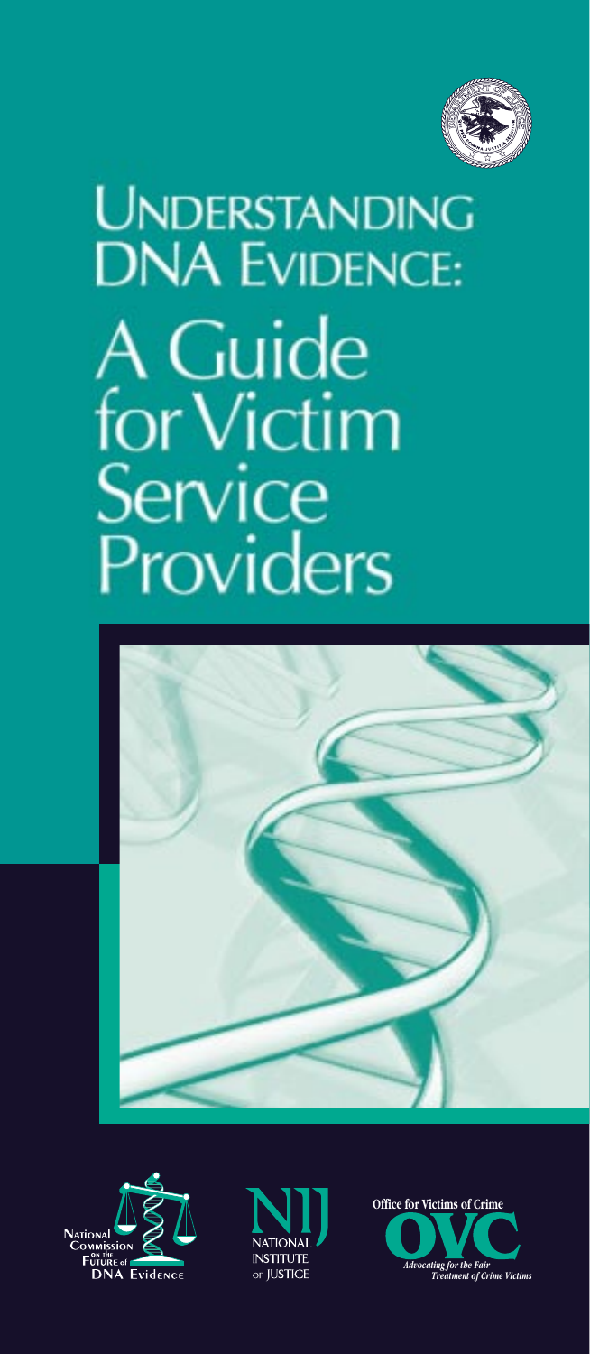# Understanding DNA Evidence:

# A Guide for Victim Service Providers

National Commission on the Future of DNA Evidence

NIJ National Institute of Justice

Office for Victims of Crime

OVC

*Advocating for the Fair Treatment of Crime Victims*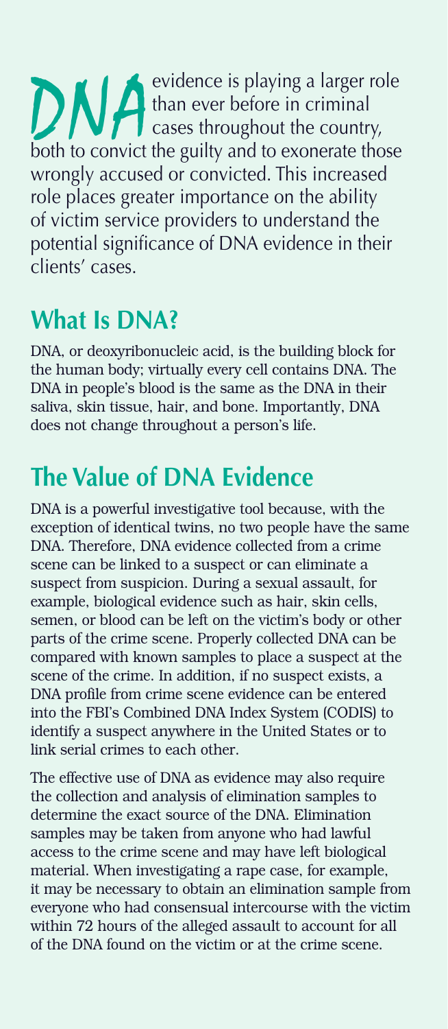DNA evidence is playing a larger role than ever before in criminal cases throughout the country, both to convict the guilty and to exonerate those wrongly accused or convicted. This increased role places greater importance on the ability of victim service providers to understand the potential significance of DNA evidence in their clients' cases.

## What Is DNA?

DNA, or deoxyribonucleic acid, is the building block for the human body; virtually every cell contains DNA. The DNA in people's blood is the same as the DNA in their saliva, skin tissue, hair, and bone. Importantly, DNA does not change throughout a person's life.

## The Value of DNA Evidence

DNA is a powerful investigative tool because, with the exception of identical twins, no two people have the same DNA. Therefore, DNA evidence collected from a crime scene can be linked to a suspect or can eliminate a suspect from suspicion. During a sexual assault, for example, biological evidence such as hair, skin cells, semen, or blood can be left on the victim's body or other parts of the crime scene. Properly collected DNA can be compared with known samples to place a suspect at the scene of the crime. In addition, if no suspect exists, a DNA profile from crime scene evidence can be entered into the FBI's Combined DNA Index System (CODIS) to identify a suspect anywhere in the United States or to link serial crimes to each other.

The effective use of DNA as evidence may also require the collection and analysis of elimination samples to determine the exact source of the DNA. Elimination samples may be taken from anyone who had lawful access to the crime scene and may have left biological material. When investigating a rape case, for example, it may be necessary to obtain an elimination sample from everyone who had consensual intercourse with the victim within 72 hours of the alleged assault to account for all of the DNA found on the victim or at the crime scene.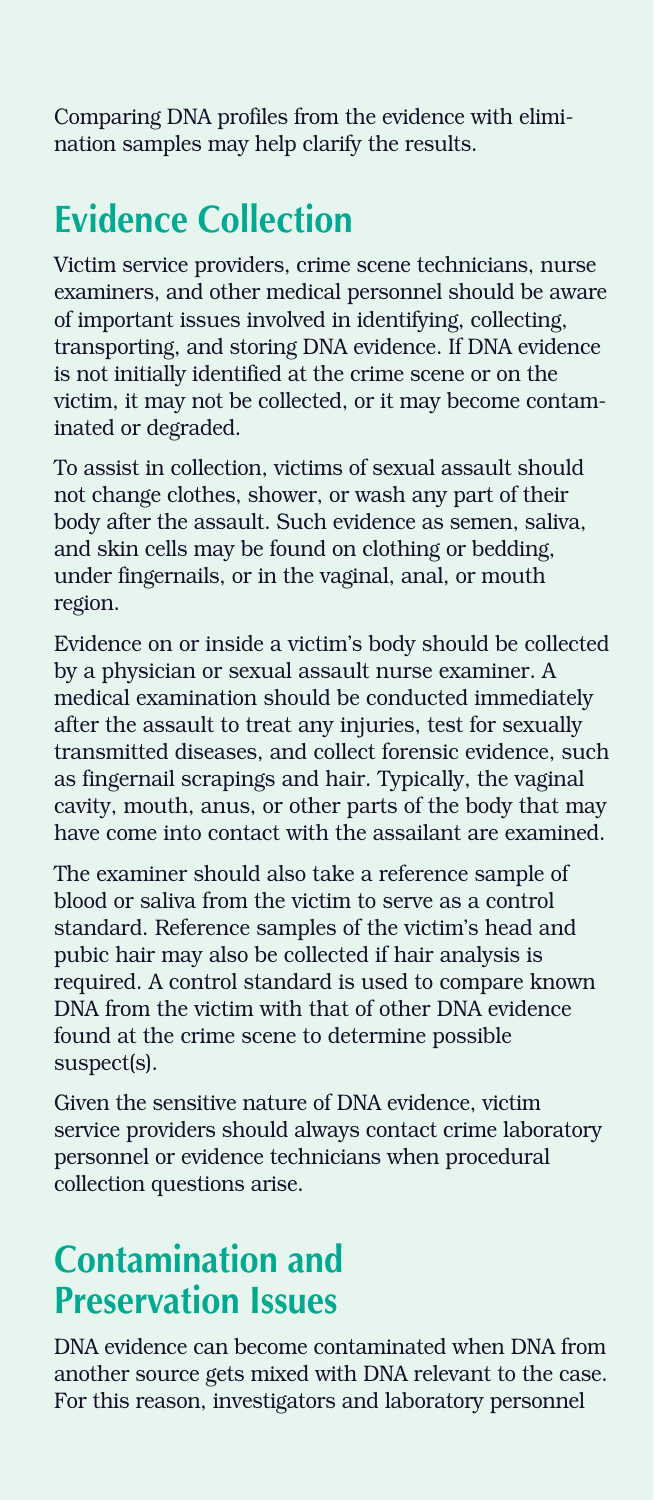Comparing DNA profiles from the evidence with elimination samples may help clarify the results.

## Evidence Collection

Victim service providers, crime scene technicians, nurse examiners, and other medical personnel should be aware of important issues involved in identifying, collecting, transporting, and storing DNA evidence. If DNA evidence is not initially identified at the crime scene or on the victim, it may not be collected, or it may become contaminated or degraded.

To assist in collection, victims of sexual assault should not change clothes, shower, or wash any part of their body after the assault. Such evidence as semen, saliva, and skin cells may be found on clothing or bedding, under fingernails, or in the vaginal, anal, or mouth region.

Evidence on or inside a victim's body should be collected by a physician or sexual assault nurse examiner. A medical examination should be conducted immediately after the assault to treat any injuries, test for sexually transmitted diseases, and collect forensic evidence, such as fingernail scrapings and hair. Typically, the vaginal cavity, mouth, anus, or other parts of the body that may have come into contact with the assailant are examined.

The examiner should also take a reference sample of blood or saliva from the victim to serve as a control standard. Reference samples of the victim's head and pubic hair may also be collected if hair analysis is required. A control standard is used to compare known DNA from the victim with that of other DNA evidence found at the crime scene to determine possible suspect(s).

Given the sensitive nature of DNA evidence, victim service providers should always contact crime laboratory personnel or evidence technicians when procedural collection questions arise.

## Contamination and Preservation Issues

DNA evidence can become contaminated when DNA from another source gets mixed with DNA relevant to the case. For this reason, investigators and laboratory personnel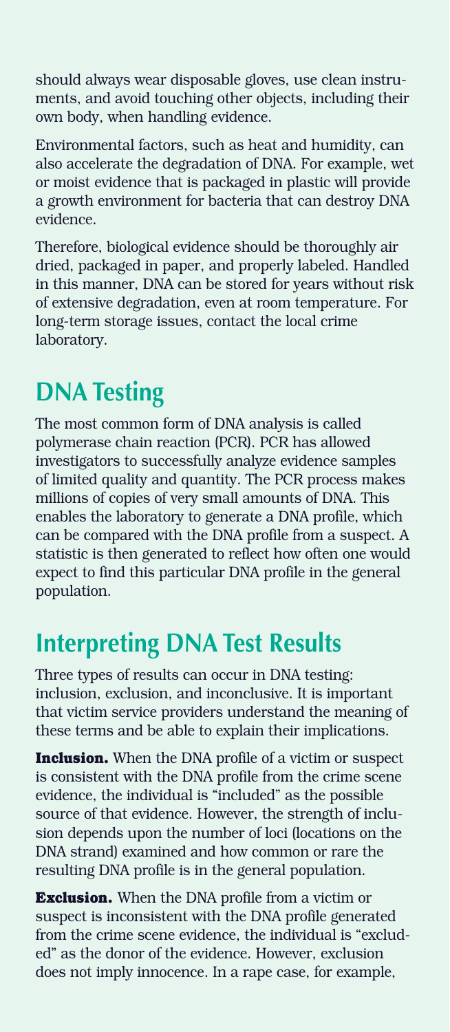should always wear disposable gloves, use clean instruments, and avoid touching other objects, including their own body, when handling evidence.

Environmental factors, such as heat and humidity, can also accelerate the degradation of DNA. For example, wet or moist evidence that is packaged in plastic will provide a growth environment for bacteria that can destroy DNA evidence.

Therefore, biological evidence should be thoroughly air dried, packaged in paper, and properly labeled. Handled in this manner, DNA can be stored for years without risk of extensive degradation, even at room temperature. For long-term storage issues, contact the local crime laboratory.

## DNA Testing

The most common form of DNA analysis is called polymerase chain reaction (PCR). PCR has allowed investigators to successfully analyze evidence samples of limited quality and quantity. The PCR process makes millions of copies of very small amounts of DNA. This enables the laboratory to generate a DNA profile, which can be compared with the DNA profile from a suspect. A statistic is then generated to reflect how often one would expect to find this particular DNA profile in the general population.

## Interpreting DNA Test Results

Three types of results can occur in DNA testing: inclusion, exclusion, and inconclusive. It is important that victim service providers understand the meaning of these terms and be able to explain their implications.

**Inclusion.** When the DNA profile of a victim or suspect is consistent with the DNA profile from the crime scene evidence, the individual is "included" as the possible source of that evidence. However, the strength of inclusion depends upon the number of loci (locations on the DNA strand) examined and how common or rare the resulting DNA profile is in the general population.

**Exclusion.** When the DNA profile from a victim or suspect is inconsistent with the DNA profile generated from the crime scene evidence, the individual is "excluded" as the donor of the evidence. However, exclusion does not imply innocence. In a rape case, for example,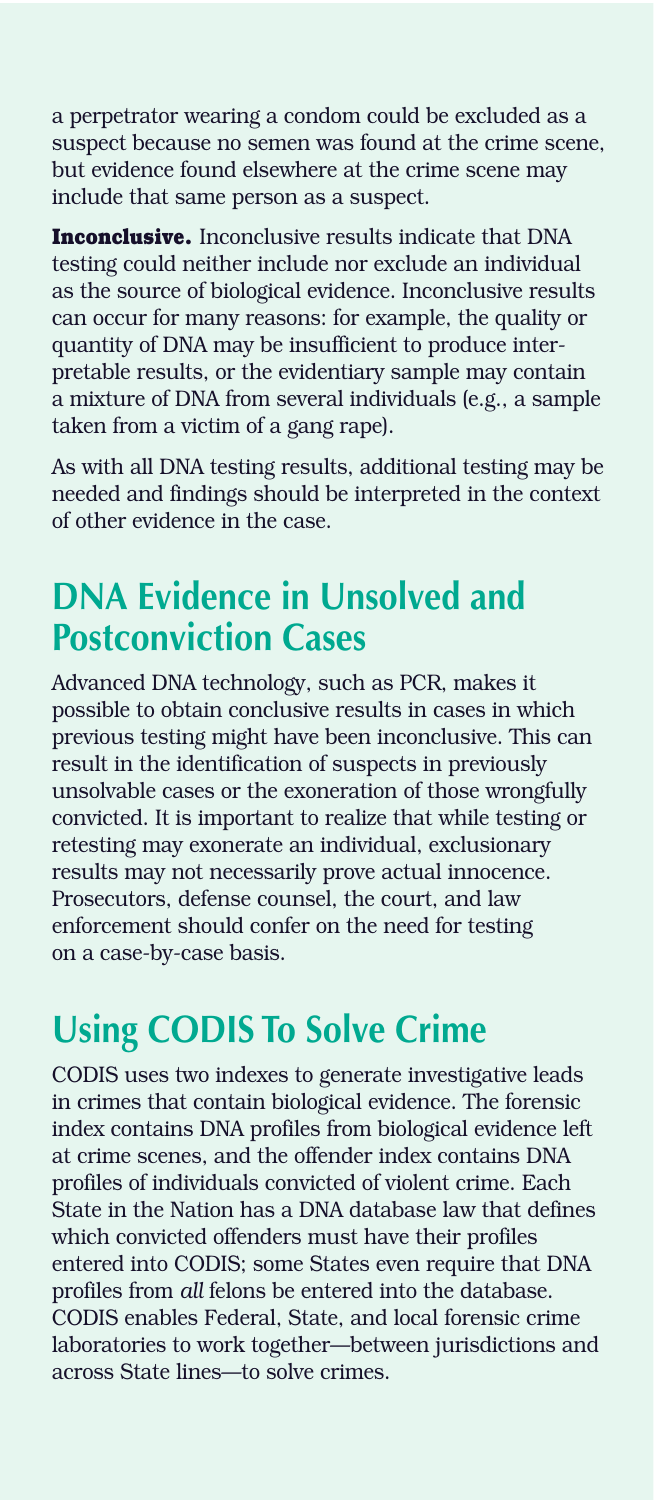a perpetrator wearing a condom could be excluded as a suspect because no semen was found at the crime scene, but evidence found elsewhere at the crime scene may include that same person as a suspect.

**Inconclusive.** Inconclusive results indicate that DNA testing could neither include nor exclude an individual as the source of biological evidence. Inconclusive results can occur for many reasons: for example, the quality or quantity of DNA may be insufficient to produce interpretable results, or the evidentiary sample may contain a mixture of DNA from several individuals (e.g., a sample taken from a victim of a gang rape).

As with all DNA testing results, additional testing may be needed and findings should be interpreted in the context of other evidence in the case.

## DNA Evidence in Unsolved and Postconviction Cases

Advanced DNA technology, such as PCR, makes it possible to obtain conclusive results in cases in which previous testing might have been inconclusive. This can result in the identification of suspects in previously unsolvable cases or the exoneration of those wrongfully convicted. It is important to realize that while testing or retesting may exonerate an individual, exclusionary results may not necessarily prove actual innocence. Prosecutors, defense counsel, the court, and law enforcement should confer on the need for testing on a case-by-case basis.

## Using CODIS To Solve Crime

CODIS uses two indexes to generate investigative leads in crimes that contain biological evidence. The forensic index contains DNA profiles from biological evidence left at crime scenes, and the offender index contains DNA profiles of individuals convicted of violent crime. Each State in the Nation has a DNA database law that defines which convicted offenders must have their profiles entered into CODIS; some States even require that DNA profiles from *all* felons be entered into the database. CODIS enables Federal, State, and local forensic crime laboratories to work together—between jurisdictions and across State lines—to solve crimes.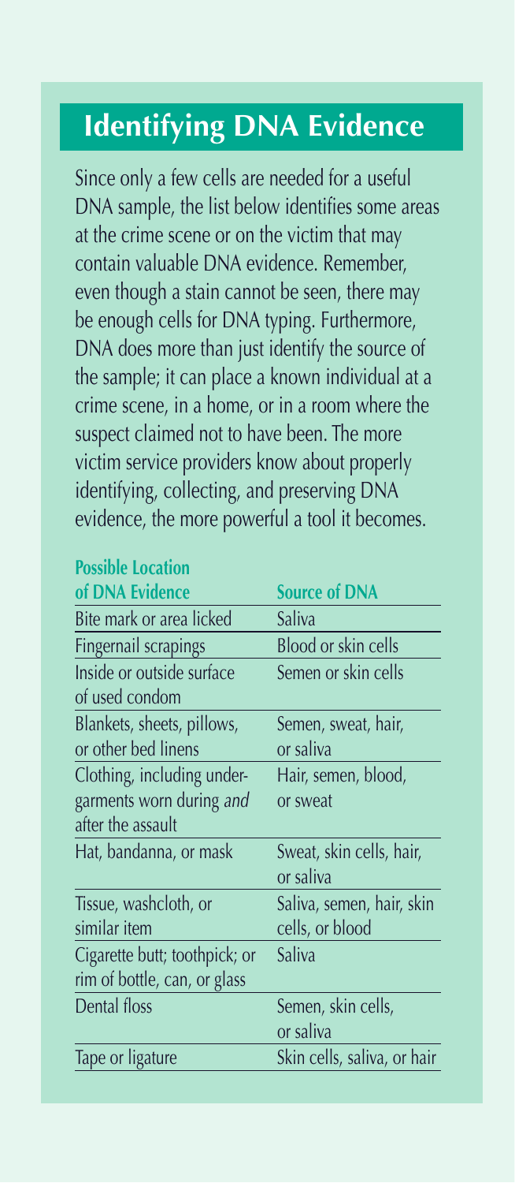## Identifying DNA Evidence

Since only a few cells are needed for a useful DNA sample, the list below identifies some areas at the crime scene or on the victim that may contain valuable DNA evidence. Remember, even though a stain cannot be seen, there may be enough cells for DNA typing. Furthermore, DNA does more than just identify the source of the sample; it can place a known individual at a crime scene, in a home, or in a room where the suspect claimed not to have been. The more victim service providers know about properly identifying, collecting, and preserving DNA evidence, the more powerful a tool it becomes.

| Possible Location of DNA Evidence | Source of DNA |
|---|---|
| Bite mark or area licked | Saliva |
| Fingernail scrapings | Blood or skin cells |
| Inside or outside surface of used condom | Semen or skin cells |
| Blankets, sheets, pillows, or other bed linens | Semen, sweat, hair, or saliva |
| Clothing, including undergarments worn during *and* after the assault | Hair, semen, blood, or sweat |
| Hat, bandanna, or mask | Sweat, skin cells, hair, or saliva |
| Tissue, washcloth, or similar item | Saliva, semen, hair, skin cells, or blood |
| Cigarette butt; toothpick; or rim of bottle, can, or glass | Saliva |
| Dental floss | Semen, skin cells, or saliva |
| Tape or ligature | Skin cells, saliva, or hair |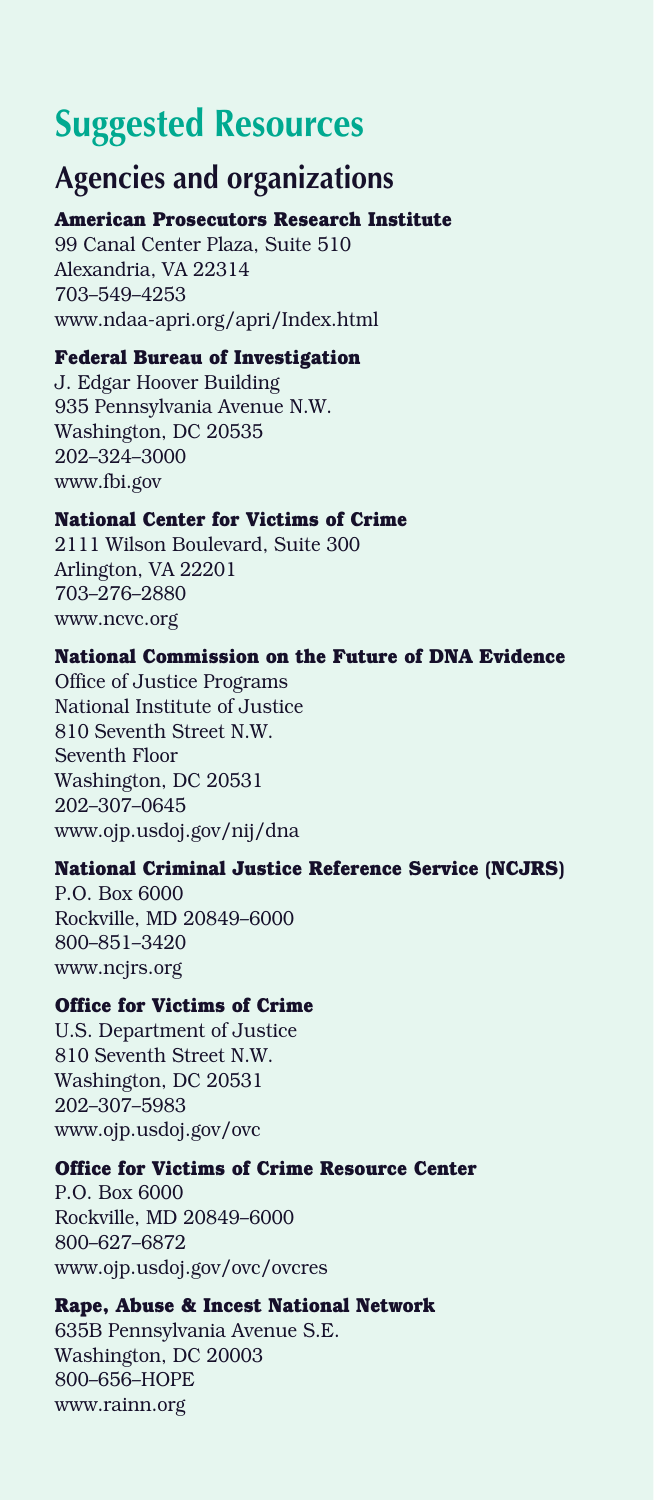# Suggested Resources

## Agencies and organizations

**American Prosecutors Research Institute**
99 Canal Center Plaza, Suite 510
Alexandria, VA 22314
703–549–4253
www.ndaa-apri.org/apri/Index.html

**Federal Bureau of Investigation**
J. Edgar Hoover Building
935 Pennsylvania Avenue N.W.
Washington, DC 20535
202–324–3000
www.fbi.gov

**National Center for Victims of Crime**
2111 Wilson Boulevard, Suite 300
Arlington, VA 22201
703–276–2880
www.ncvc.org

**National Commission on the Future of DNA Evidence**
Office of Justice Programs
National Institute of Justice
810 Seventh Street N.W.
Seventh Floor
Washington, DC 20531
202–307–0645
www.ojp.usdoj.gov/nij/dna

**National Criminal Justice Reference Service (NCJRS)**
P.O. Box 6000
Rockville, MD 20849–6000
800–851–3420
www.ncjrs.org

**Office for Victims of Crime**
U.S. Department of Justice
810 Seventh Street N.W.
Washington, DC 20531
202–307–5983
www.ojp.usdoj.gov/ovc

**Office for Victims of Crime Resource Center**
P.O. Box 6000
Rockville, MD 20849–6000
800–627–6872
www.ojp.usdoj.gov/ovc/ovcres

**Rape, Abuse & Incest National Network**
635B Pennsylvania Avenue S.E.
Washington, DC 20003
800–656–HOPE
www.rainn.org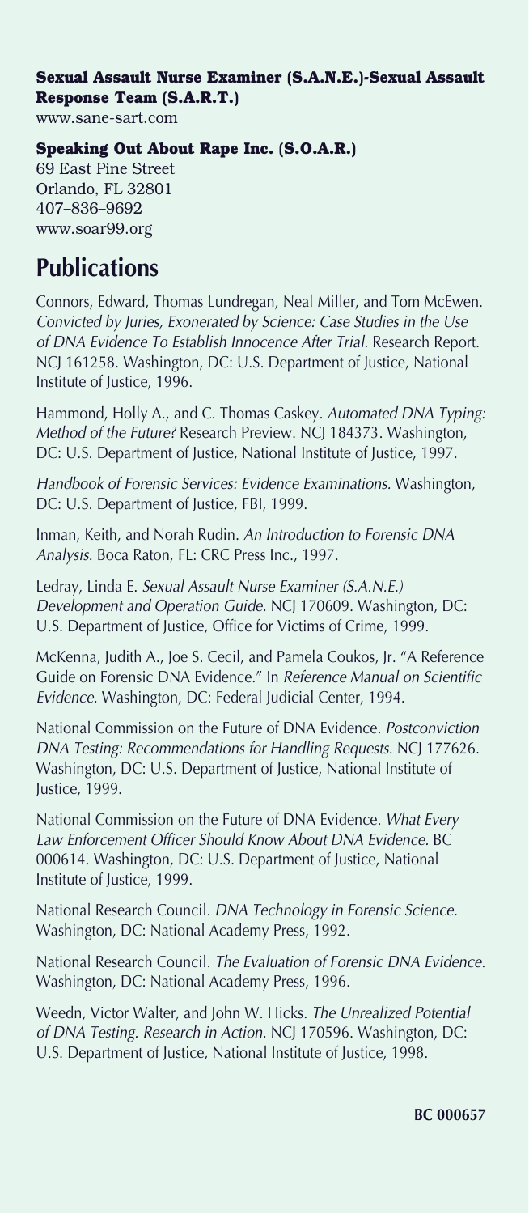**Sexual Assault Nurse Examiner (S.A.N.E.)-Sexual Assault Response Team (S.A.R.T.)**
www.sane-sart.com

**Speaking Out About Rape Inc. (S.O.A.R.)**
69 East Pine Street
Orlando, FL 32801
407–836–9692
www.soar99.org

## Publications

Connors, Edward, Thomas Lundregan, Neal Miller, and Tom McEwen. *Convicted by Juries, Exonerated by Science: Case Studies in the Use of DNA Evidence To Establish Innocence After Trial.* Research Report. NCJ 161258. Washington, DC: U.S. Department of Justice, National Institute of Justice, 1996.

Hammond, Holly A., and C. Thomas Caskey. *Automated DNA Typing: Method of the Future?* Research Preview. NCJ 184373. Washington, DC: U.S. Department of Justice, National Institute of Justice, 1997.

*Handbook of Forensic Services: Evidence Examinations.* Washington, DC: U.S. Department of Justice, FBI, 1999.

Inman, Keith, and Norah Rudin. *An Introduction to Forensic DNA Analysis.* Boca Raton, FL: CRC Press Inc., 1997.

Ledray, Linda E. *Sexual Assault Nurse Examiner (S.A.N.E.) Development and Operation Guide.* NCJ 170609. Washington, DC: U.S. Department of Justice, Office for Victims of Crime, 1999.

McKenna, Judith A., Joe S. Cecil, and Pamela Coukos, Jr. "A Reference Guide on Forensic DNA Evidence." In *Reference Manual on Scientific Evidence.* Washington, DC: Federal Judicial Center, 1994.

National Commission on the Future of DNA Evidence. *Postconviction DNA Testing: Recommendations for Handling Requests.* NCJ 177626. Washington, DC: U.S. Department of Justice, National Institute of Justice, 1999.

National Commission on the Future of DNA Evidence. *What Every Law Enforcement Officer Should Know About DNA Evidence.* BC 000614. Washington, DC: U.S. Department of Justice, National Institute of Justice, 1999.

National Research Council. *DNA Technology in Forensic Science.* Washington, DC: National Academy Press, 1992.

National Research Council. *The Evaluation of Forensic DNA Evidence.* Washington, DC: National Academy Press, 1996.

Weedn, Victor Walter, and John W. Hicks. *The Unrealized Potential of DNA Testing. Research in Action.* NCJ 170596. Washington, DC: U.S. Department of Justice, National Institute of Justice, 1998.

**BC 000657**